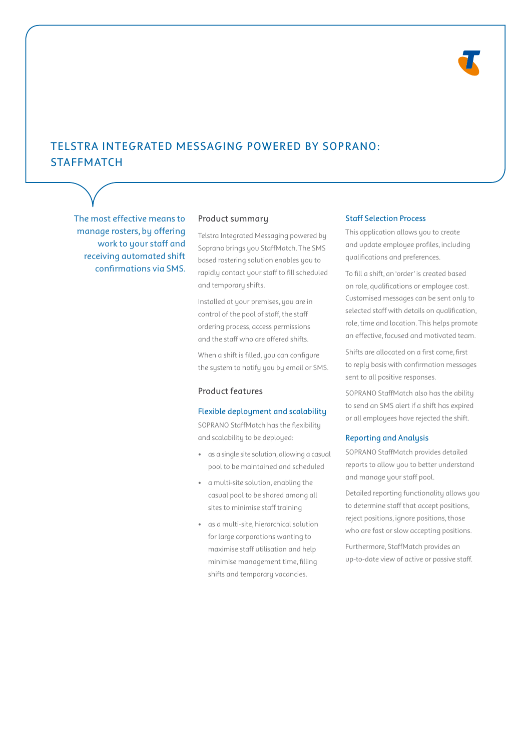# TELSTRA INTEGRATED MESSAGING POWERED BY SOPRANO: STAFFMATCH

The most effective means to manage rosters, by offering work to your staff and receiving automated shift confirmations via SMS.

## Product summary

Telstra Integrated Messaging powered by Soprano brings you StaffMatch. The SMS based rostering solution enables you to rapidly contact your staff to fill scheduled and temporary shifts.

Installed at your premises, you are in control of the pool of staff, the staff ordering process, access permissions and the staff who are offered shifts.

When a shift is filled, you can configure the system to notify you by email or SMS.

## Product features

### Flexible deployment and scalability

SOPRANO StaffMatch has the flexibility and scalability to be deployed:

- as a single site solution, allowing a casual pool to be maintained and scheduled
- a multi-site solution, enabling the casual pool to be shared among all sites to minimise staff training
- as a multi-site, hierarchical solution for large corporations wanting to maximise staff utilisation and help minimise management time, filling shifts and temporary vacancies.

### Staff Selection Process

This application allows you to create and update employee profiles, including qualifications and preferences.

To fill a shift, an 'order' is created based on role, qualifications or employee cost. Customised messages can be sent only to selected staff with details on qualification, role, time and location. This helps promote an effective, focused and motivated team.

Shifts are allocated on a first come, first to reply basis with confirmation messages sent to all positive responses.

SOPRANO StaffMatch also has the ability to send an SMS alert if a shift has expired or all employees have rejected the shift.

### Reporting and Analysis

SOPRANO StaffMatch provides detailed reports to allow you to better understand and manage your staff pool.

Detailed reporting functionality allows you to determine staff that accept positions, reject positions, ignore positions, those who are fast or slow accepting positions.

Furthermore, StaffMatch provides an up-to-date view of active or passive staff.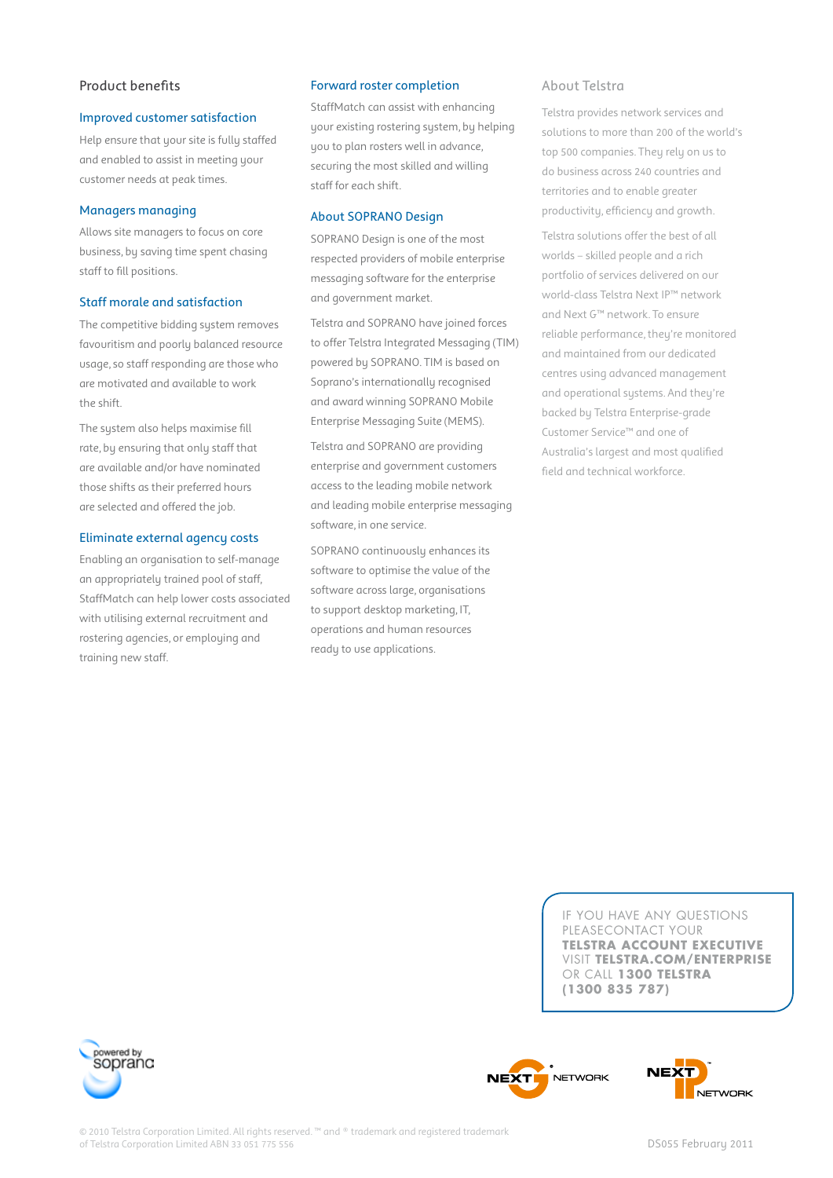## Product benefits

### Improved customer satisfaction

Help ensure that your site is fully staffed and enabled to assist in meeting your customer needs at peak times.

### Managers managing

Allows site managers to focus on core business, by saving time spent chasing staff to fill positions.

### Staff morale and satisfaction

The competitive bidding system removes favouritism and poorly balanced resource usage, so staff responding are those who are motivated and available to work the shift.

The system also helps maximise fill rate, by ensuring that only staff that are available and/or have nominated those shifts as their preferred hours are selected and offered the job.

### Eliminate external agency costs

Enabling an organisation to self-manage an appropriately trained pool of staff, StaffMatch can help lower costs associated with utilising external recruitment and rostering agencies, or employing and training new staff.

### Forward roster completion

StaffMatch can assist with enhancing your existing rostering system, by helping you to plan rosters well in advance, securing the most skilled and willing staff for each shift.

### About SOPRANO Design

SOPRANO Design is one of the most respected providers of mobile enterprise messaging software for the enterprise and government market.

Telstra and SOPRANO have joined forces to offer Telstra Integrated Messaging (TIM) powered by SOPRANO. TIM is based on Soprano's internationally recognised and award winning SOPRANO Mobile Enterprise Messaging Suite (MEMS).

Telstra and SOPRANO are providing enterprise and government customers access to the leading mobile network and leading mobile enterprise messaging software, in one service.

SOPRANO continuously enhances its software to optimise the value of the software across large, organisations to support desktop marketing, IT, operations and human resources ready to use applications.

## About Telstra

Telstra provides network services and solutions to more than 200 of the world's top 500 companies. They rely on us to do business across 240 countries and territories and to enable greater productivity, efficiency and growth.

Telstra solutions offer the best of all worlds – skilled people and a rich portfolio of services delivered on our world-class Telstra Next IP™ network and Next G™ network. To ensure reliable performance, they're monitored and maintained from our dedicated centres using advanced management and operational systems. And they're backed by Telstra Enterprise-grade Customer Service™ and one of Australia's largest and most qualified field and technical workforce.

IF YOU HAVE ANY QUESTIONS PLEASECONTACT YOUR **TELSTRA ACCOUNT EXECUTIVE** VISIT **TELSTRA.COM/ENTERPRISE** OR CALL **1300 TELSTRA (1300 835 787)**

powered by soprano

NEXT G NETWORK

NEXT IP NETWORK

© 2010 Telstra Corporation Limited. All rights reserved. ™ and ® trademark and registered trademark of Telstra Corporation Limited ABN 33 051 775 556

DS055 February 2011